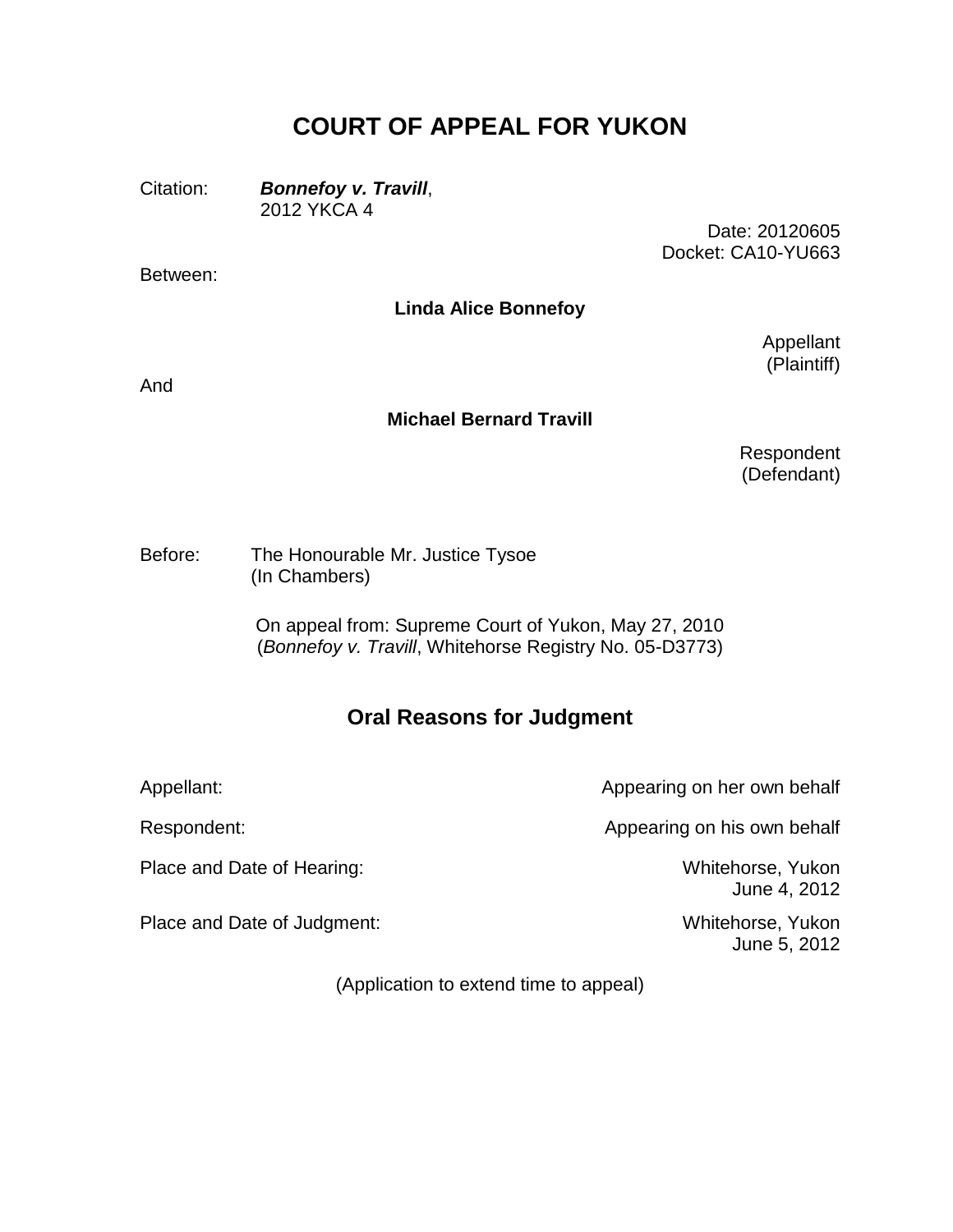# COURT OF APPEAL FOR YUKON

Citation: ***Bonnefoy v. Travill***, 2012 YKCA 4

Date: 20120605
Docket: CA10-YU663

Between:

**Linda Alice Bonnefoy**

Appellant
(Plaintiff)

And

**Michael Bernard Travill**

Respondent
(Defendant)

Before: The Honourable Mr. Justice Tysoe
(In Chambers)

On appeal from: Supreme Court of Yukon, May 27, 2010
(*Bonnefoy v. Travill*, Whitehorse Registry No. 05-D3773)

## Oral Reasons for Judgment

| | |
|---|---|
| Appellant: | Appearing on her own behalf |
| Respondent: | Appearing on his own behalf |
| Place and Date of Hearing: | Whitehorse, Yukon June 4, 2012 |
| Place and Date of Judgment: | Whitehorse, Yukon June 5, 2012 |

(Application to extend time to appeal)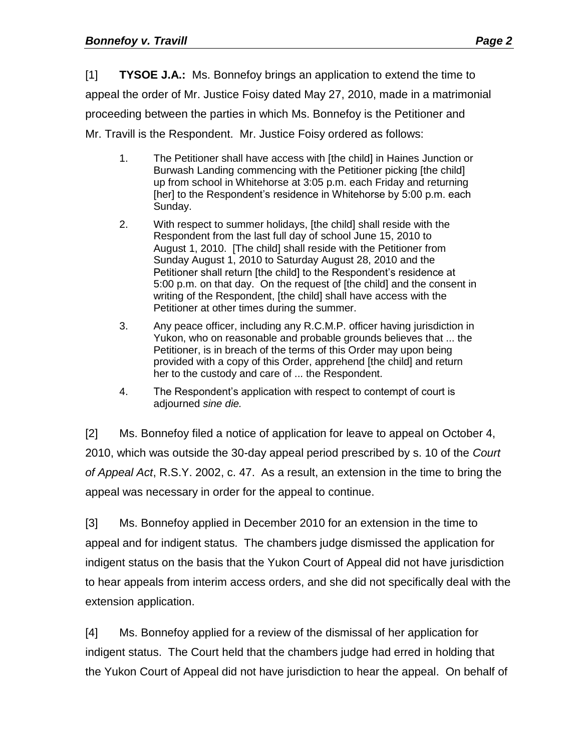[1] **TYSOE J.A.:** Ms. Bonnefoy brings an application to extend the time to appeal the order of Mr. Justice Foisy dated May 27, 2010, made in a matrimonial proceeding between the parties in which Ms. Bonnefoy is the Petitioner and Mr. Travill is the Respondent. Mr. Justice Foisy ordered as follows:

> 1. The Petitioner shall have access with [the child] in Haines Junction or Burwash Landing commencing with the Petitioner picking [the child] up from school in Whitehorse at 3:05 p.m. each Friday and returning [her] to the Respondent's residence in Whitehorse by 5:00 p.m. each Sunday.
>
> 2. With respect to summer holidays, [the child] shall reside with the Respondent from the last full day of school June 15, 2010 to August 1, 2010. [The child] shall reside with the Petitioner from Sunday August 1, 2010 to Saturday August 28, 2010 and the Petitioner shall return [the child] to the Respondent's residence at 5:00 p.m. on that day. On the request of [the child] and the consent in writing of the Respondent, [the child] shall have access with the Petitioner at other times during the summer.
>
> 3. Any peace officer, including any R.C.M.P. officer having jurisdiction in Yukon, who on reasonable and probable grounds believes that ... the Petitioner, is in breach of the terms of this Order may upon being provided with a copy of this Order, apprehend [the child] and return her to the custody and care of ... the Respondent.
>
> 4. The Respondent's application with respect to contempt of court is adjourned *sine die.*

[2] Ms. Bonnefoy filed a notice of application for leave to appeal on October 4, 2010, which was outside the 30-day appeal period prescribed by s. 10 of the *Court of Appeal Act*, R.S.Y. 2002, c. 47. As a result, an extension in the time to bring the appeal was necessary in order for the appeal to continue.

[3] Ms. Bonnefoy applied in December 2010 for an extension in the time to appeal and for indigent status. The chambers judge dismissed the application for indigent status on the basis that the Yukon Court of Appeal did not have jurisdiction to hear appeals from interim access orders, and she did not specifically deal with the extension application.

[4] Ms. Bonnefoy applied for a review of the dismissal of her application for indigent status. The Court held that the chambers judge had erred in holding that the Yukon Court of Appeal did not have jurisdiction to hear the appeal. On behalf of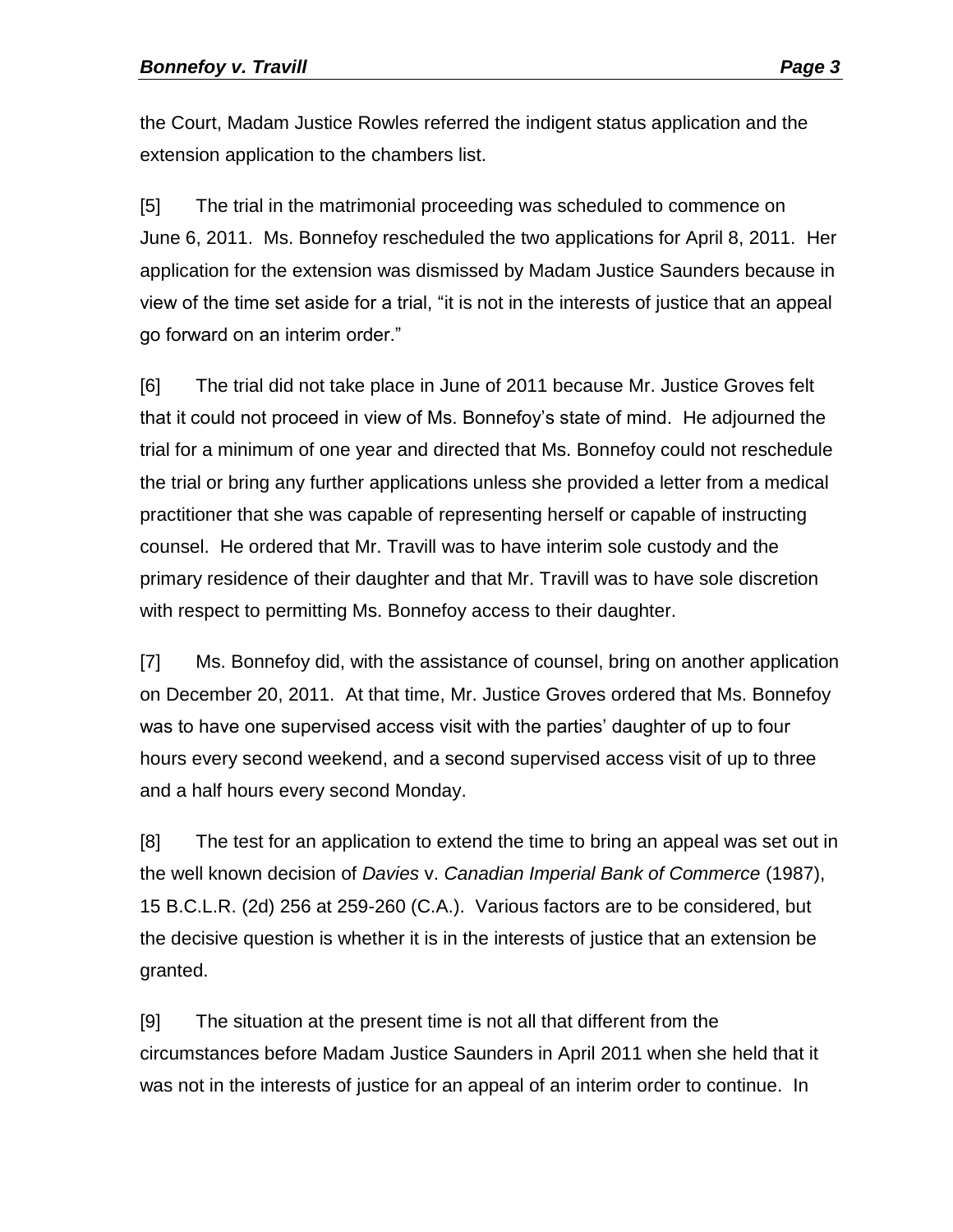the Court, Madam Justice Rowles referred the indigent status application and the extension application to the chambers list.

[5] The trial in the matrimonial proceeding was scheduled to commence on June 6, 2011. Ms. Bonnefoy rescheduled the two applications for April 8, 2011. Her application for the extension was dismissed by Madam Justice Saunders because in view of the time set aside for a trial, "it is not in the interests of justice that an appeal go forward on an interim order."

[6] The trial did not take place in June of 2011 because Mr. Justice Groves felt that it could not proceed in view of Ms. Bonnefoy's state of mind. He adjourned the trial for a minimum of one year and directed that Ms. Bonnefoy could not reschedule the trial or bring any further applications unless she provided a letter from a medical practitioner that she was capable of representing herself or capable of instructing counsel. He ordered that Mr. Travill was to have interim sole custody and the primary residence of their daughter and that Mr. Travill was to have sole discretion with respect to permitting Ms. Bonnefoy access to their daughter.

[7] Ms. Bonnefoy did, with the assistance of counsel, bring on another application on December 20, 2011. At that time, Mr. Justice Groves ordered that Ms. Bonnefoy was to have one supervised access visit with the parties' daughter of up to four hours every second weekend, and a second supervised access visit of up to three and a half hours every second Monday.

[8] The test for an application to extend the time to bring an appeal was set out in the well known decision of *Davies* v. *Canadian Imperial Bank of Commerce* (1987), 15 B.C.L.R. (2d) 256 at 259-260 (C.A.). Various factors are to be considered, but the decisive question is whether it is in the interests of justice that an extension be granted.

[9] The situation at the present time is not all that different from the circumstances before Madam Justice Saunders in April 2011 when she held that it was not in the interests of justice for an appeal of an interim order to continue. In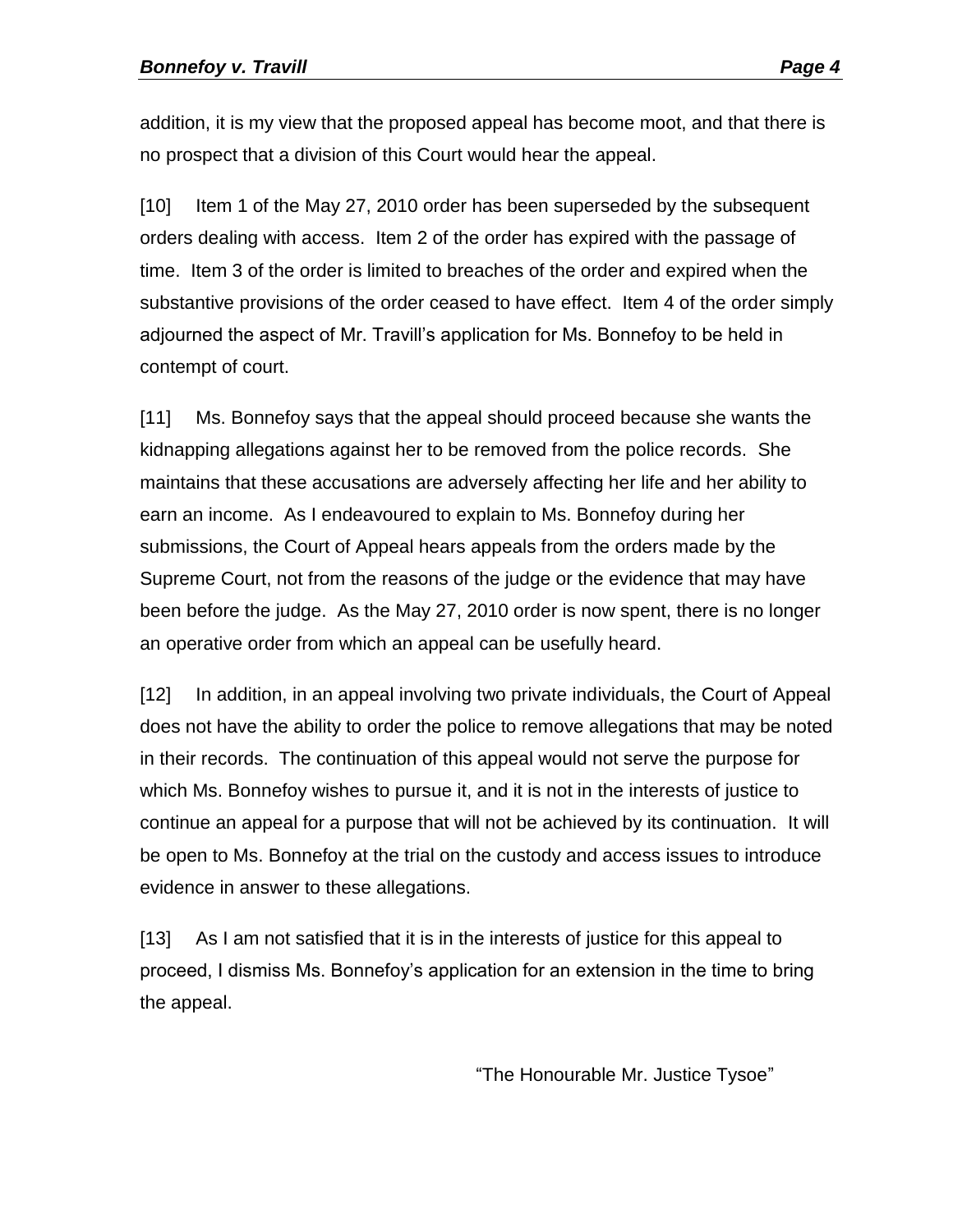addition, it is my view that the proposed appeal has become moot, and that there is no prospect that a division of this Court would hear the appeal.

[10] Item 1 of the May 27, 2010 order has been superseded by the subsequent orders dealing with access. Item 2 of the order has expired with the passage of time. Item 3 of the order is limited to breaches of the order and expired when the substantive provisions of the order ceased to have effect. Item 4 of the order simply adjourned the aspect of Mr. Travill's application for Ms. Bonnefoy to be held in contempt of court.

[11] Ms. Bonnefoy says that the appeal should proceed because she wants the kidnapping allegations against her to be removed from the police records. She maintains that these accusations are adversely affecting her life and her ability to earn an income. As I endeavoured to explain to Ms. Bonnefoy during her submissions, the Court of Appeal hears appeals from the orders made by the Supreme Court, not from the reasons of the judge or the evidence that may have been before the judge. As the May 27, 2010 order is now spent, there is no longer an operative order from which an appeal can be usefully heard.

[12] In addition, in an appeal involving two private individuals, the Court of Appeal does not have the ability to order the police to remove allegations that may be noted in their records. The continuation of this appeal would not serve the purpose for which Ms. Bonnefoy wishes to pursue it, and it is not in the interests of justice to continue an appeal for a purpose that will not be achieved by its continuation. It will be open to Ms. Bonnefoy at the trial on the custody and access issues to introduce evidence in answer to these allegations.

[13] As I am not satisfied that it is in the interests of justice for this appeal to proceed, I dismiss Ms. Bonnefoy's application for an extension in the time to bring the appeal.

"The Honourable Mr. Justice Tysoe"